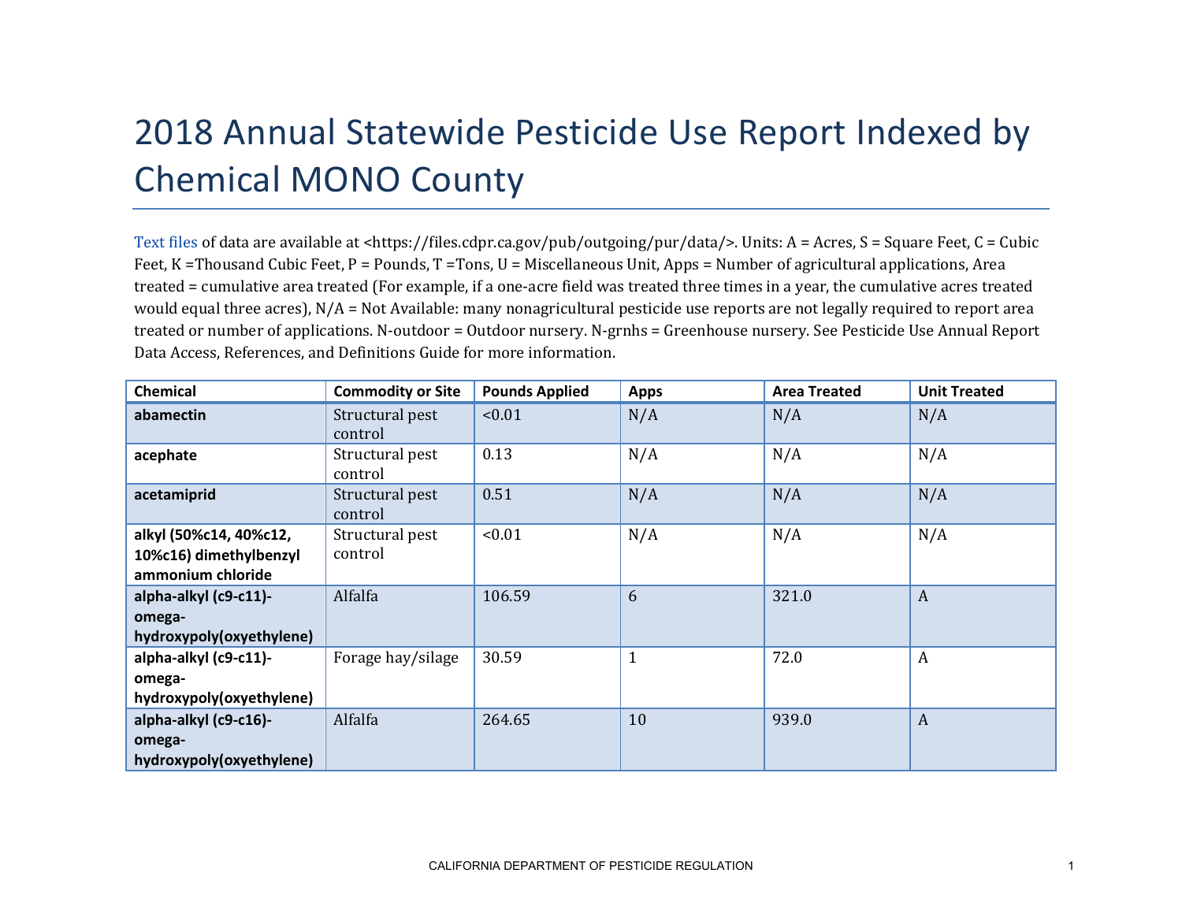# 2018 Annual Statewide Pesticide Use Report Indexed by Chemical MONO County

Text files of data are available at <https://files.cdpr.ca.gov/pub/outgoing/pur/data/>. Units: A = Acres, S = Square Feet, C = Cubic Feet, K =Thousand Cubic Feet, P = Pounds, T =Tons, U = Miscellaneous Unit, Apps = Number of agricultural applications, Area treated = cumulative area treated (For example, if a one-acre field was treated three times in a year, the cumulative acres treated would equal three acres), N/A = Not Available: many nonagricultural pesticide use reports are not legally required to report area treated or number of applications. N-outdoor = Outdoor nursery. N-grnhs = Greenhouse nursery. See Pesticide Use Annual Report Data Access, References, and Definitions Guide for more information.

| Chemical | Commodity or Site | Pounds Applied | Apps | Area Treated | Unit Treated |
| --- | --- | --- | --- | --- | --- |
| **abamectin** | Structural pest control | <0.01 | N/A | N/A | N/A |
| **acephate** | Structural pest control | 0.13 | N/A | N/A | N/A |
| **acetamiprid** | Structural pest control | 0.51 | N/A | N/A | N/A |
| **alkyl (50%c14, 40%c12, 10%c16) dimethylbenzyl ammonium chloride** | Structural pest control | <0.01 | N/A | N/A | N/A |
| **alpha-alkyl (c9-c11)-omega-hydroxypoly(oxyethylene)** | Alfalfa | 106.59 | 6 | 321.0 | A |
| **alpha-alkyl (c9-c11)-omega-hydroxypoly(oxyethylene)** | Forage hay/silage | 30.59 | 1 | 72.0 | A |
| **alpha-alkyl (c9-c16)-omega-hydroxypoly(oxyethylene)** | Alfalfa | 264.65 | 10 | 939.0 | A |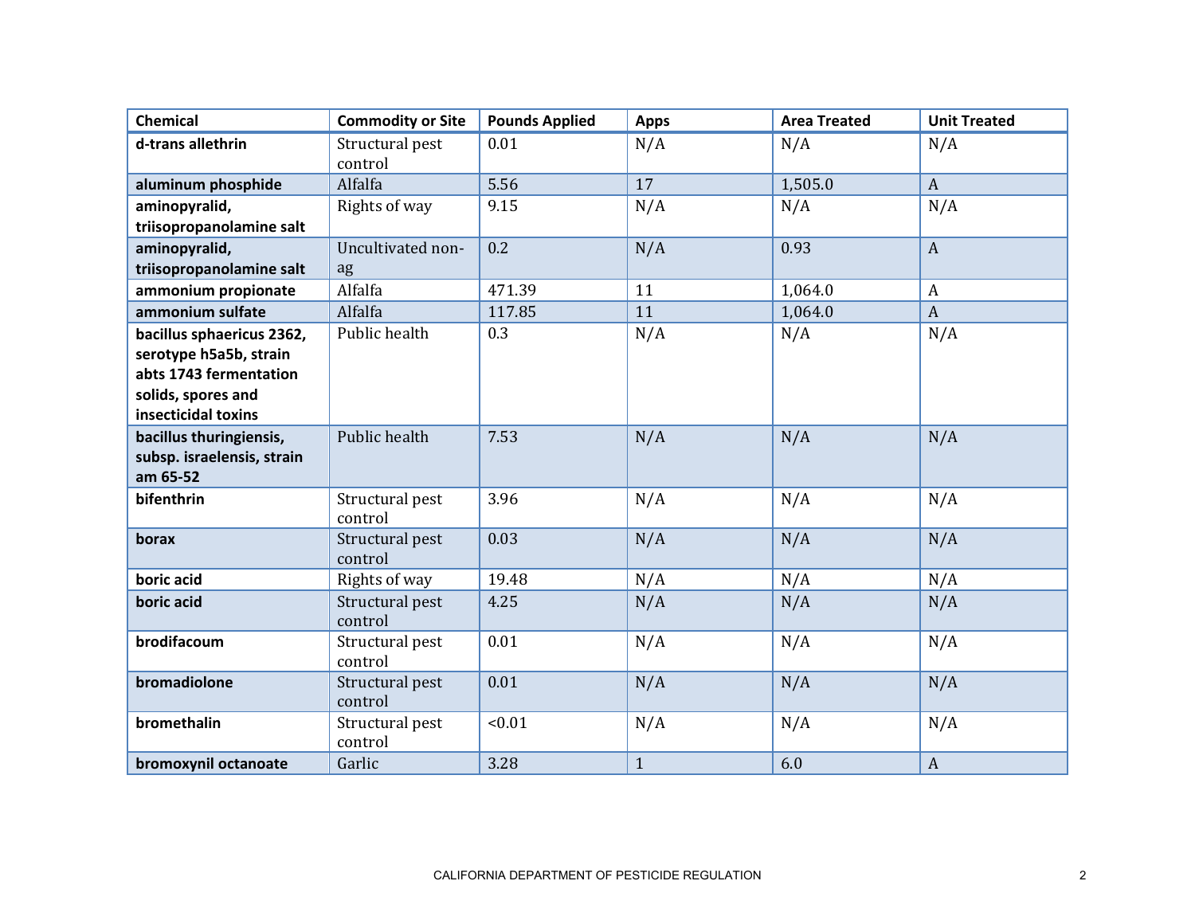| Chemical | Commodity or Site | Pounds Applied | Apps | Area Treated | Unit Treated |
|---|---|---|---|---|---|
| **d-trans allethrin** | Structural pest control | 0.01 | N/A | N/A | N/A |
| **aluminum phosphide** | Alfalfa | 5.56 | 17 | 1,505.0 | A |
| **aminopyralid, triisopropanolamine salt** | Rights of way | 9.15 | N/A | N/A | N/A |
| **aminopyralid, triisopropanolamine salt** | Uncultivated non-ag | 0.2 | N/A | 0.93 | A |
| **ammonium propionate** | Alfalfa | 471.39 | 11 | 1,064.0 | A |
| **ammonium sulfate** | Alfalfa | 117.85 | 11 | 1,064.0 | A |
| **bacillus sphaericus 2362, serotype h5a5b, strain abts 1743 fermentation solids, spores and insecticidal toxins** | Public health | 0.3 | N/A | N/A | N/A |
| **bacillus thuringiensis, subsp. israelensis, strain am 65-52** | Public health | 7.53 | N/A | N/A | N/A |
| **bifenthrin** | Structural pest control | 3.96 | N/A | N/A | N/A |
| **borax** | Structural pest control | 0.03 | N/A | N/A | N/A |
| **boric acid** | Rights of way | 19.48 | N/A | N/A | N/A |
| **boric acid** | Structural pest control | 4.25 | N/A | N/A | N/A |
| **brodifacoum** | Structural pest control | 0.01 | N/A | N/A | N/A |
| **bromadiolone** | Structural pest control | 0.01 | N/A | N/A | N/A |
| **bromethalin** | Structural pest control | <0.01 | N/A | N/A | N/A |
| **bromoxynil octanoate** | Garlic | 3.28 | 1 | 6.0 | A |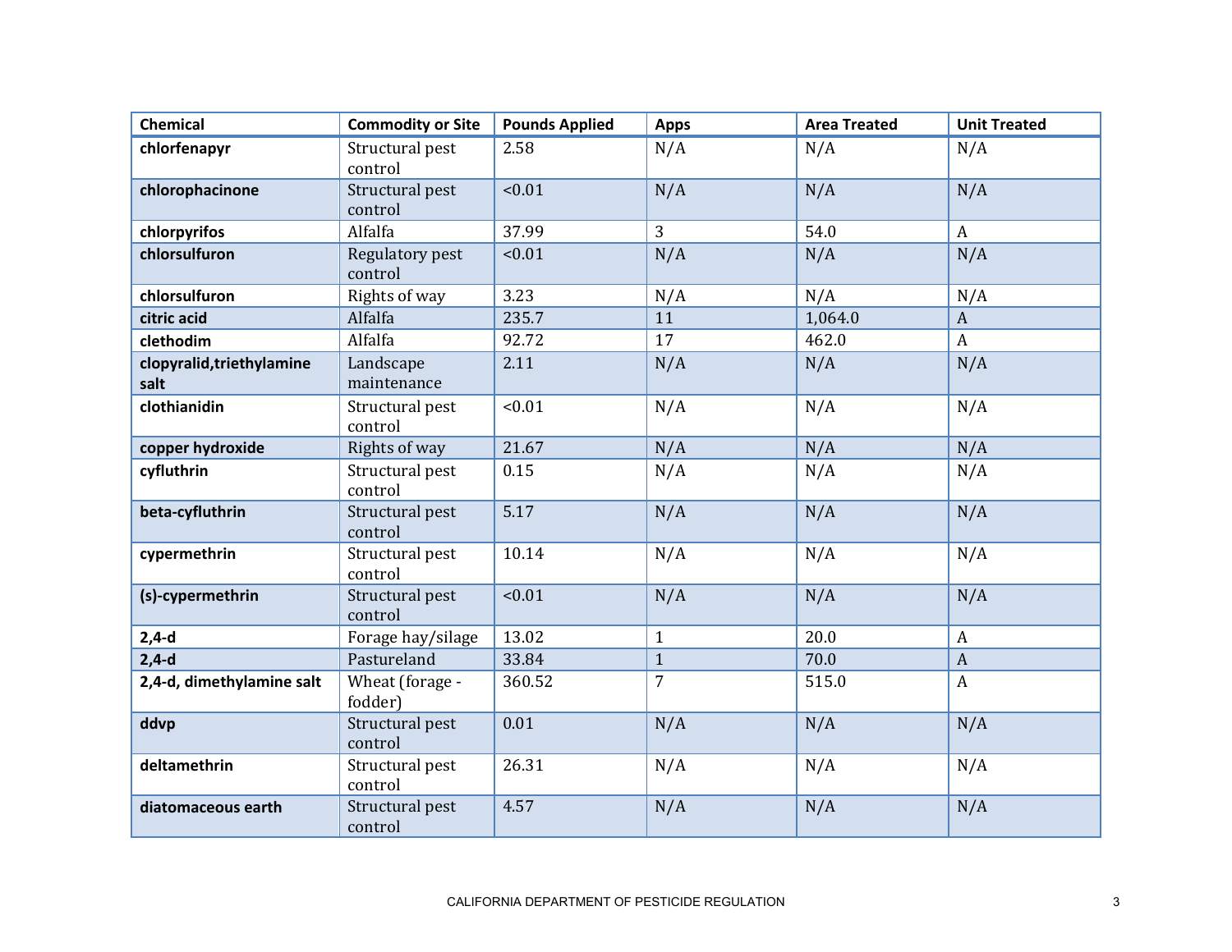| Chemical | Commodity or Site | Pounds Applied | Apps | Area Treated | Unit Treated |
|---|---|---|---|---|---|
| **chlorfenapyr** | Structural pest control | 2.58 | N/A | N/A | N/A |
| **chlorophacinone** | Structural pest control | <0.01 | N/A | N/A | N/A |
| **chlorpyrifos** | Alfalfa | 37.99 | 3 | 54.0 | A |
| **chlorsulfuron** | Regulatory pest control | <0.01 | N/A | N/A | N/A |
| **chlorsulfuron** | Rights of way | 3.23 | N/A | N/A | N/A |
| **citric acid** | Alfalfa | 235.7 | 11 | 1,064.0 | A |
| **clethodim** | Alfalfa | 92.72 | 17 | 462.0 | A |
| **clopyralid,triethylamine salt** | Landscape maintenance | 2.11 | N/A | N/A | N/A |
| **clothianidin** | Structural pest control | <0.01 | N/A | N/A | N/A |
| **copper hydroxide** | Rights of way | 21.67 | N/A | N/A | N/A |
| **cyfluthrin** | Structural pest control | 0.15 | N/A | N/A | N/A |
| **beta-cyfluthrin** | Structural pest control | 5.17 | N/A | N/A | N/A |
| **cypermethrin** | Structural pest control | 10.14 | N/A | N/A | N/A |
| **(s)-cypermethrin** | Structural pest control | <0.01 | N/A | N/A | N/A |
| **2,4-d** | Forage hay/silage | 13.02 | 1 | 20.0 | A |
| **2,4-d** | Pastureland | 33.84 | 1 | 70.0 | A |
| **2,4-d, dimethylamine salt** | Wheat (forage - fodder) | 360.52 | 7 | 515.0 | A |
| **ddvp** | Structural pest control | 0.01 | N/A | N/A | N/A |
| **deltamethrin** | Structural pest control | 26.31 | N/A | N/A | N/A |
| **diatomaceous earth** | Structural pest control | 4.57 | N/A | N/A | N/A |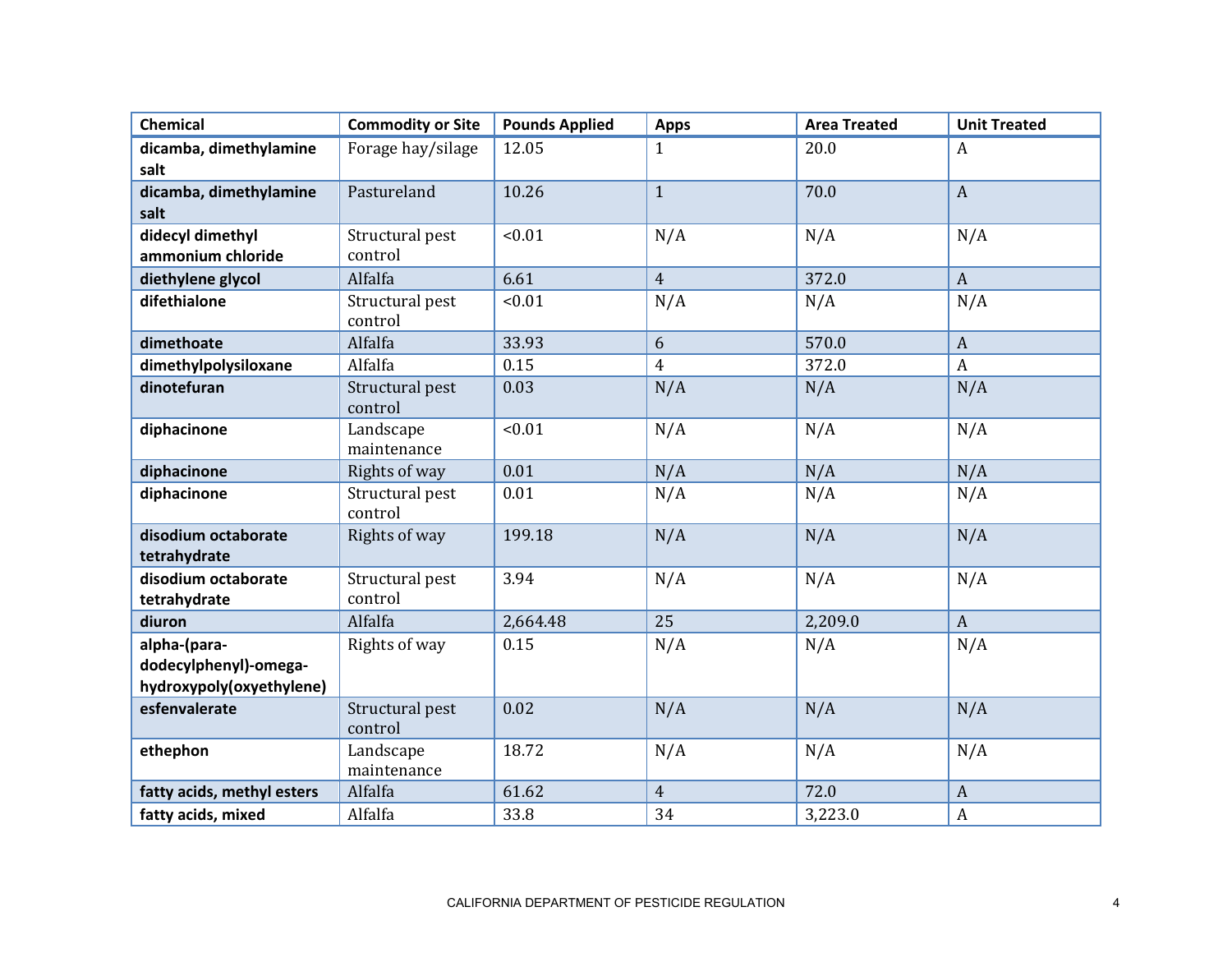| Chemical | Commodity or Site | Pounds Applied | Apps | Area Treated | Unit Treated |
|---|---|---|---|---|---|
| **dicamba, dimethylamine salt** | Forage hay/silage | 12.05 | 1 | 20.0 | A |
| **dicamba, dimethylamine salt** | Pastureland | 10.26 | 1 | 70.0 | A |
| **didecyl dimethyl ammonium chloride** | Structural pest control | <0.01 | N/A | N/A | N/A |
| **diethylene glycol** | Alfalfa | 6.61 | 4 | 372.0 | A |
| **difethialone** | Structural pest control | <0.01 | N/A | N/A | N/A |
| **dimethoate** | Alfalfa | 33.93 | 6 | 570.0 | A |
| **dimethylpolysiloxane** | Alfalfa | 0.15 | 4 | 372.0 | A |
| **dinotefuran** | Structural pest control | 0.03 | N/A | N/A | N/A |
| **diphacinone** | Landscape maintenance | <0.01 | N/A | N/A | N/A |
| **diphacinone** | Rights of way | 0.01 | N/A | N/A | N/A |
| **diphacinone** | Structural pest control | 0.01 | N/A | N/A | N/A |
| **disodium octaborate tetrahydrate** | Rights of way | 199.18 | N/A | N/A | N/A |
| **disodium octaborate tetrahydrate** | Structural pest control | 3.94 | N/A | N/A | N/A |
| **diuron** | Alfalfa | 2,664.48 | 25 | 2,209.0 | A |
| **alpha-(para-dodecylphenyl)-omega-hydroxypoly(oxyethylene)** | Rights of way | 0.15 | N/A | N/A | N/A |
| **esfenvalerate** | Structural pest control | 0.02 | N/A | N/A | N/A |
| **ethephon** | Landscape maintenance | 18.72 | N/A | N/A | N/A |
| **fatty acids, methyl esters** | Alfalfa | 61.62 | 4 | 72.0 | A |
| **fatty acids, mixed** | Alfalfa | 33.8 | 34 | 3,223.0 | A |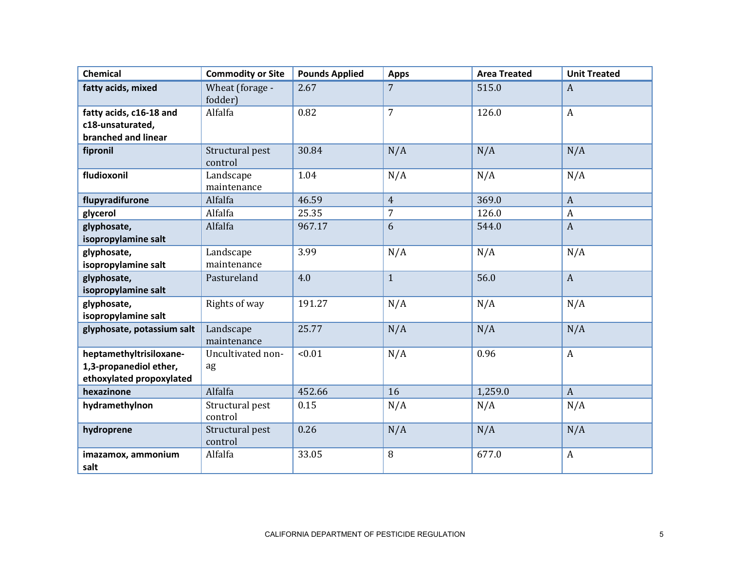| Chemical | Commodity or Site | Pounds Applied | Apps | Area Treated | Unit Treated |
|---|---|---|---|---|---|
| **fatty acids, mixed** | Wheat (forage - fodder) | 2.67 | 7 | 515.0 | A |
| **fatty acids, c16-18 and c18-unsaturated, branched and linear** | Alfalfa | 0.82 | 7 | 126.0 | A |
| **fipronil** | Structural pest control | 30.84 | N/A | N/A | N/A |
| **fludioxonil** | Landscape maintenance | 1.04 | N/A | N/A | N/A |
| **flupyradifurone** | Alfalfa | 46.59 | 4 | 369.0 | A |
| **glycerol** | Alfalfa | 25.35 | 7 | 126.0 | A |
| **glyphosate, isopropylamine salt** | Alfalfa | 967.17 | 6 | 544.0 | A |
| **glyphosate, isopropylamine salt** | Landscape maintenance | 3.99 | N/A | N/A | N/A |
| **glyphosate, isopropylamine salt** | Pastureland | 4.0 | 1 | 56.0 | A |
| **glyphosate, isopropylamine salt** | Rights of way | 191.27 | N/A | N/A | N/A |
| **glyphosate, potassium salt** | Landscape maintenance | 25.77 | N/A | N/A | N/A |
| **heptamethyltrisiloxane-1,3-propanediol ether, ethoxylated propoxylated** | Uncultivated non-ag | <0.01 | N/A | 0.96 | A |
| **hexazinone** | Alfalfa | 452.66 | 16 | 1,259.0 | A |
| **hydramethylnon** | Structural pest control | 0.15 | N/A | N/A | N/A |
| **hydroprene** | Structural pest control | 0.26 | N/A | N/A | N/A |
| **imazamox, ammonium salt** | Alfalfa | 33.05 | 8 | 677.0 | A |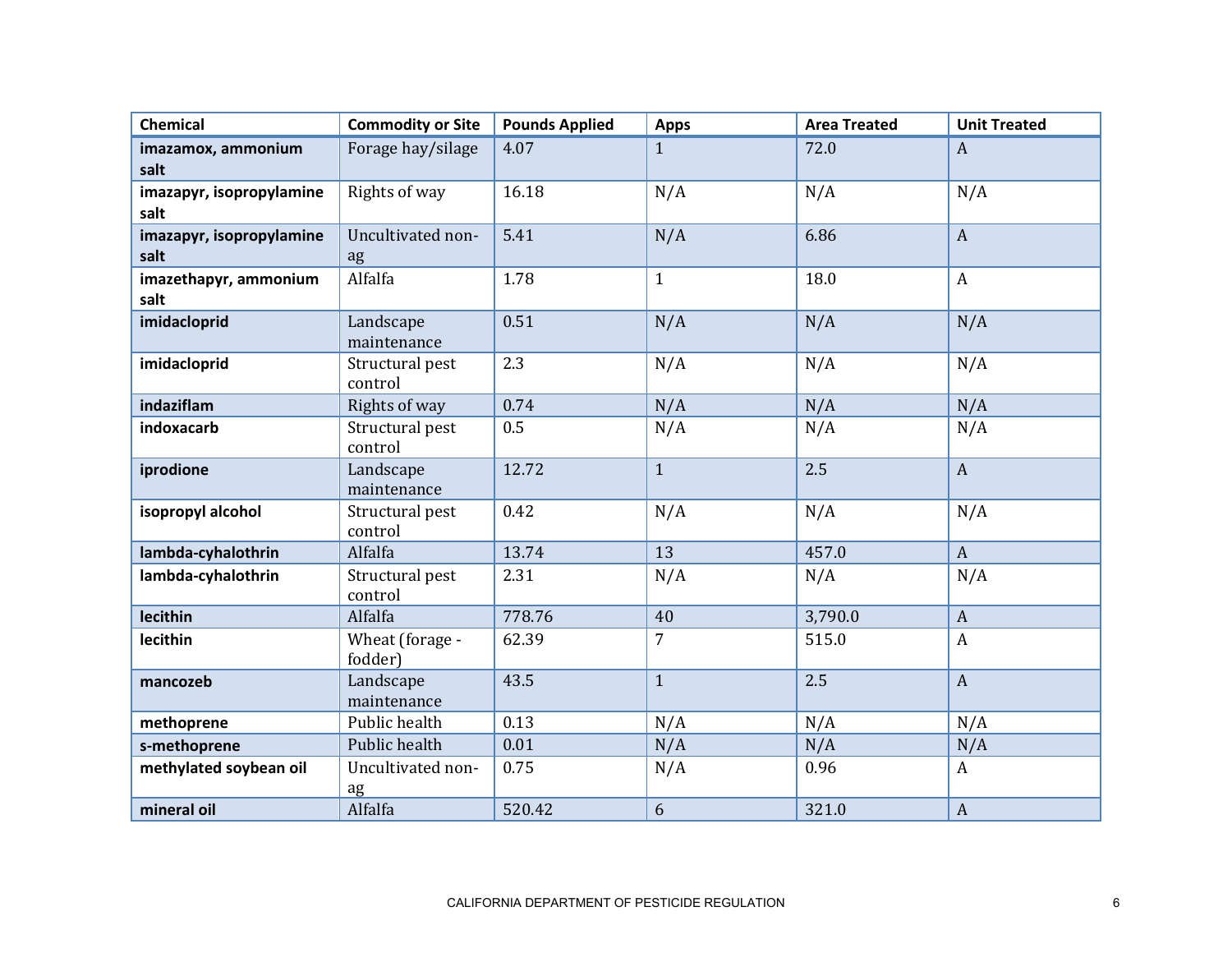| Chemical | Commodity or Site | Pounds Applied | Apps | Area Treated | Unit Treated |
|---|---|---|---|---|---|
| **imazamox, ammonium salt** | Forage hay/silage | 4.07 | 1 | 72.0 | A |
| **imazapyr, isopropylamine salt** | Rights of way | 16.18 | N/A | N/A | N/A |
| **imazapyr, isopropylamine salt** | Uncultivated non-ag | 5.41 | N/A | 6.86 | A |
| **imazethapyr, ammonium salt** | Alfalfa | 1.78 | 1 | 18.0 | A |
| **imidacloprid** | Landscape maintenance | 0.51 | N/A | N/A | N/A |
| **imidacloprid** | Structural pest control | 2.3 | N/A | N/A | N/A |
| **indaziflam** | Rights of way | 0.74 | N/A | N/A | N/A |
| **indoxacarb** | Structural pest control | 0.5 | N/A | N/A | N/A |
| **iprodione** | Landscape maintenance | 12.72 | 1 | 2.5 | A |
| **isopropyl alcohol** | Structural pest control | 0.42 | N/A | N/A | N/A |
| **lambda-cyhalothrin** | Alfalfa | 13.74 | 13 | 457.0 | A |
| **lambda-cyhalothrin** | Structural pest control | 2.31 | N/A | N/A | N/A |
| **lecithin** | Alfalfa | 778.76 | 40 | 3,790.0 | A |
| **lecithin** | Wheat (forage - fodder) | 62.39 | 7 | 515.0 | A |
| **mancozeb** | Landscape maintenance | 43.5 | 1 | 2.5 | A |
| **methoprene** | Public health | 0.13 | N/A | N/A | N/A |
| **s-methoprene** | Public health | 0.01 | N/A | N/A | N/A |
| **methylated soybean oil** | Uncultivated non-ag | 0.75 | N/A | 0.96 | A |
| **mineral oil** | Alfalfa | 520.42 | 6 | 321.0 | A |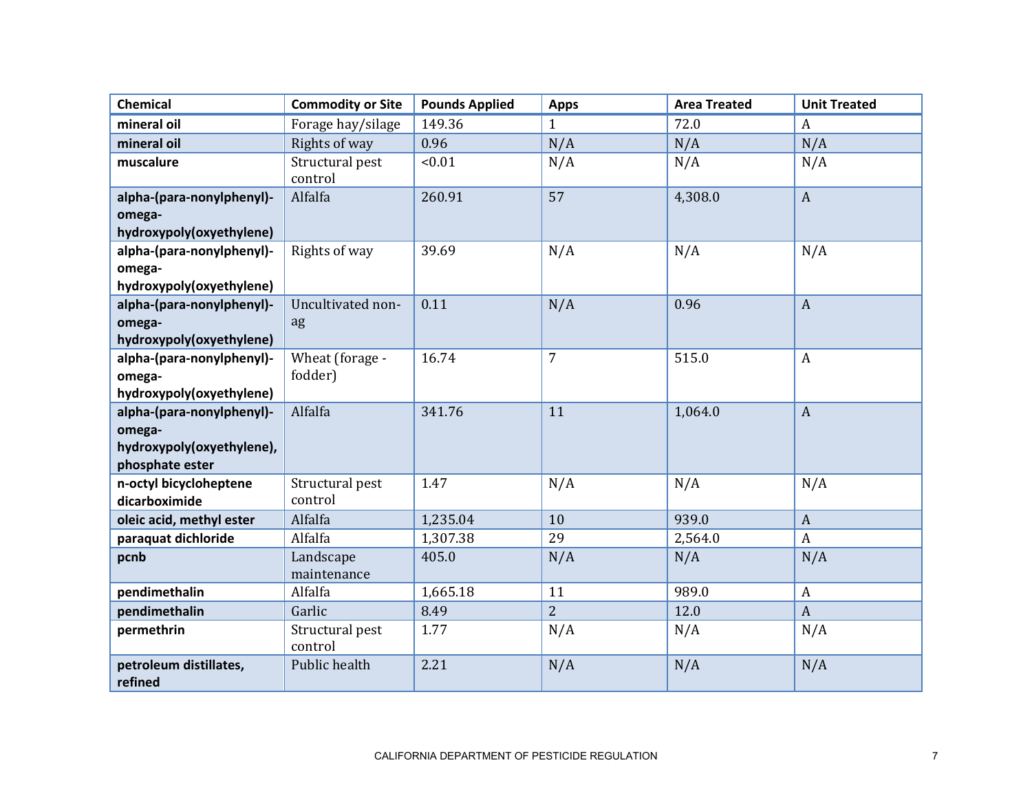| Chemical | Commodity or Site | Pounds Applied | Apps | Area Treated | Unit Treated |
| --- | --- | --- | --- | --- | --- |
| **mineral oil** | Forage hay/silage | 149.36 | 1 | 72.0 | A |
| **mineral oil** | Rights of way | 0.96 | N/A | N/A | N/A |
| **muscalure** | Structural pest control | <0.01 | N/A | N/A | N/A |
| **alpha-(para-nonylphenyl)-omega-hydroxypoly(oxyethylene)** | Alfalfa | 260.91 | 57 | 4,308.0 | A |
| **alpha-(para-nonylphenyl)-omega-hydroxypoly(oxyethylene)** | Rights of way | 39.69 | N/A | N/A | N/A |
| **alpha-(para-nonylphenyl)-omega-hydroxypoly(oxyethylene)** | Uncultivated non-ag | 0.11 | N/A | 0.96 | A |
| **alpha-(para-nonylphenyl)-omega-hydroxypoly(oxyethylene)** | Wheat (forage - fodder) | 16.74 | 7 | 515.0 | A |
| **alpha-(para-nonylphenyl)-omega-hydroxypoly(oxyethylene), phosphate ester** | Alfalfa | 341.76 | 11 | 1,064.0 | A |
| **n-octyl bicycloheptene dicarboximide** | Structural pest control | 1.47 | N/A | N/A | N/A |
| **oleic acid, methyl ester** | Alfalfa | 1,235.04 | 10 | 939.0 | A |
| **paraquat dichloride** | Alfalfa | 1,307.38 | 29 | 2,564.0 | A |
| **pcnb** | Landscape maintenance | 405.0 | N/A | N/A | N/A |
| **pendimethalin** | Alfalfa | 1,665.18 | 11 | 989.0 | A |
| **pendimethalin** | Garlic | 8.49 | 2 | 12.0 | A |
| **permethrin** | Structural pest control | 1.77 | N/A | N/A | N/A |
| **petroleum distillates, refined** | Public health | 2.21 | N/A | N/A | N/A |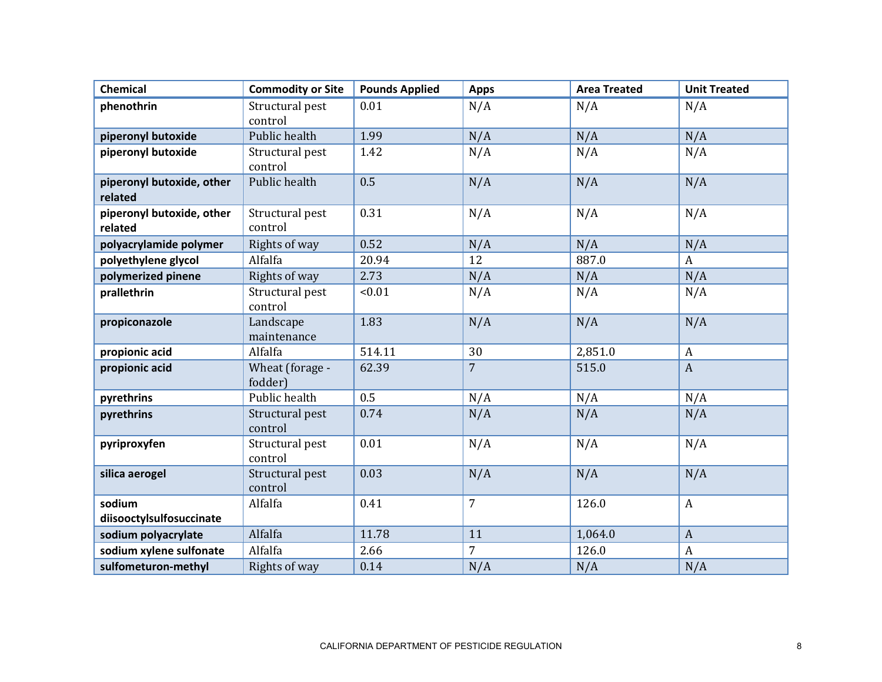| Chemical | Commodity or Site | Pounds Applied | Apps | Area Treated | Unit Treated |
|---|---|---|---|---|---|
| **phenothrin** | Structural pest control | 0.01 | N/A | N/A | N/A |
| **piperonyl butoxide** | Public health | 1.99 | N/A | N/A | N/A |
| **piperonyl butoxide** | Structural pest control | 1.42 | N/A | N/A | N/A |
| **piperonyl butoxide, other related** | Public health | 0.5 | N/A | N/A | N/A |
| **piperonyl butoxide, other related** | Structural pest control | 0.31 | N/A | N/A | N/A |
| **polyacrylamide polymer** | Rights of way | 0.52 | N/A | N/A | N/A |
| **polyethylene glycol** | Alfalfa | 20.94 | 12 | 887.0 | A |
| **polymerized pinene** | Rights of way | 2.73 | N/A | N/A | N/A |
| **prallethrin** | Structural pest control | <0.01 | N/A | N/A | N/A |
| **propiconazole** | Landscape maintenance | 1.83 | N/A | N/A | N/A |
| **propionic acid** | Alfalfa | 514.11 | 30 | 2,851.0 | A |
| **propionic acid** | Wheat (forage - fodder) | 62.39 | 7 | 515.0 | A |
| **pyrethrins** | Public health | 0.5 | N/A | N/A | N/A |
| **pyrethrins** | Structural pest control | 0.74 | N/A | N/A | N/A |
| **pyriproxyfen** | Structural pest control | 0.01 | N/A | N/A | N/A |
| **silica aerogel** | Structural pest control | 0.03 | N/A | N/A | N/A |
| **sodium diisooctylsulfosuccinate** | Alfalfa | 0.41 | 7 | 126.0 | A |
| **sodium polyacrylate** | Alfalfa | 11.78 | 11 | 1,064.0 | A |
| **sodium xylene sulfonate** | Alfalfa | 2.66 | 7 | 126.0 | A |
| **sulfometuron-methyl** | Rights of way | 0.14 | N/A | N/A | N/A |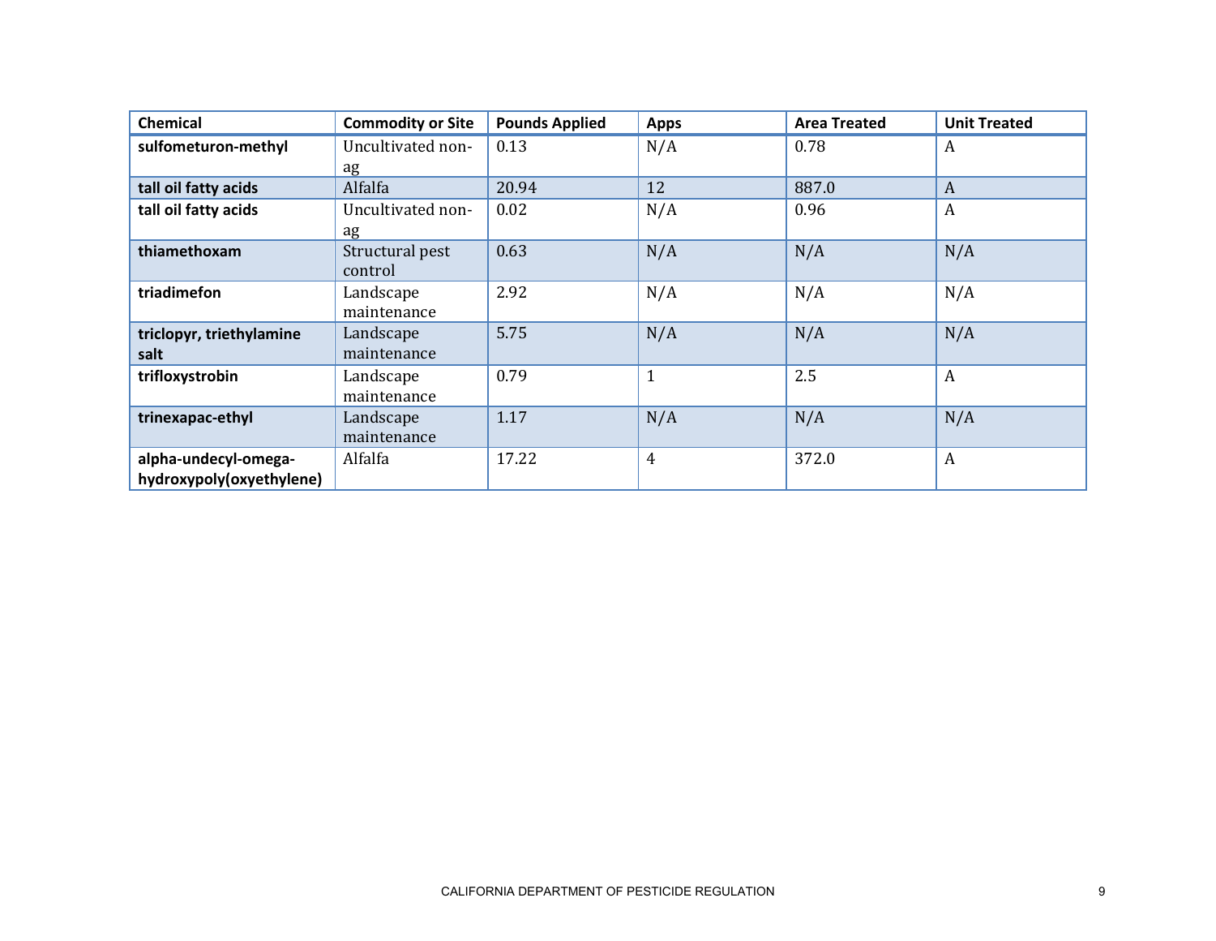| Chemical | Commodity or Site | Pounds Applied | Apps | Area Treated | Unit Treated |
|---|---|---|---|---|---|
| **sulfometuron-methyl** | Uncultivated non-ag | 0.13 | N/A | 0.78 | A |
| **tall oil fatty acids** | Alfalfa | 20.94 | 12 | 887.0 | A |
| **tall oil fatty acids** | Uncultivated non-ag | 0.02 | N/A | 0.96 | A |
| **thiamethoxam** | Structural pest control | 0.63 | N/A | N/A | N/A |
| **triadimefon** | Landscape maintenance | 2.92 | N/A | N/A | N/A |
| **triclopyr, triethylamine salt** | Landscape maintenance | 5.75 | N/A | N/A | N/A |
| **trifloxystrobin** | Landscape maintenance | 0.79 | 1 | 2.5 | A |
| **trinexapac-ethyl** | Landscape maintenance | 1.17 | N/A | N/A | N/A |
| **alpha-undecyl-omega-hydroxypoly(oxyethylene)** | Alfalfa | 17.22 | 4 | 372.0 | A |